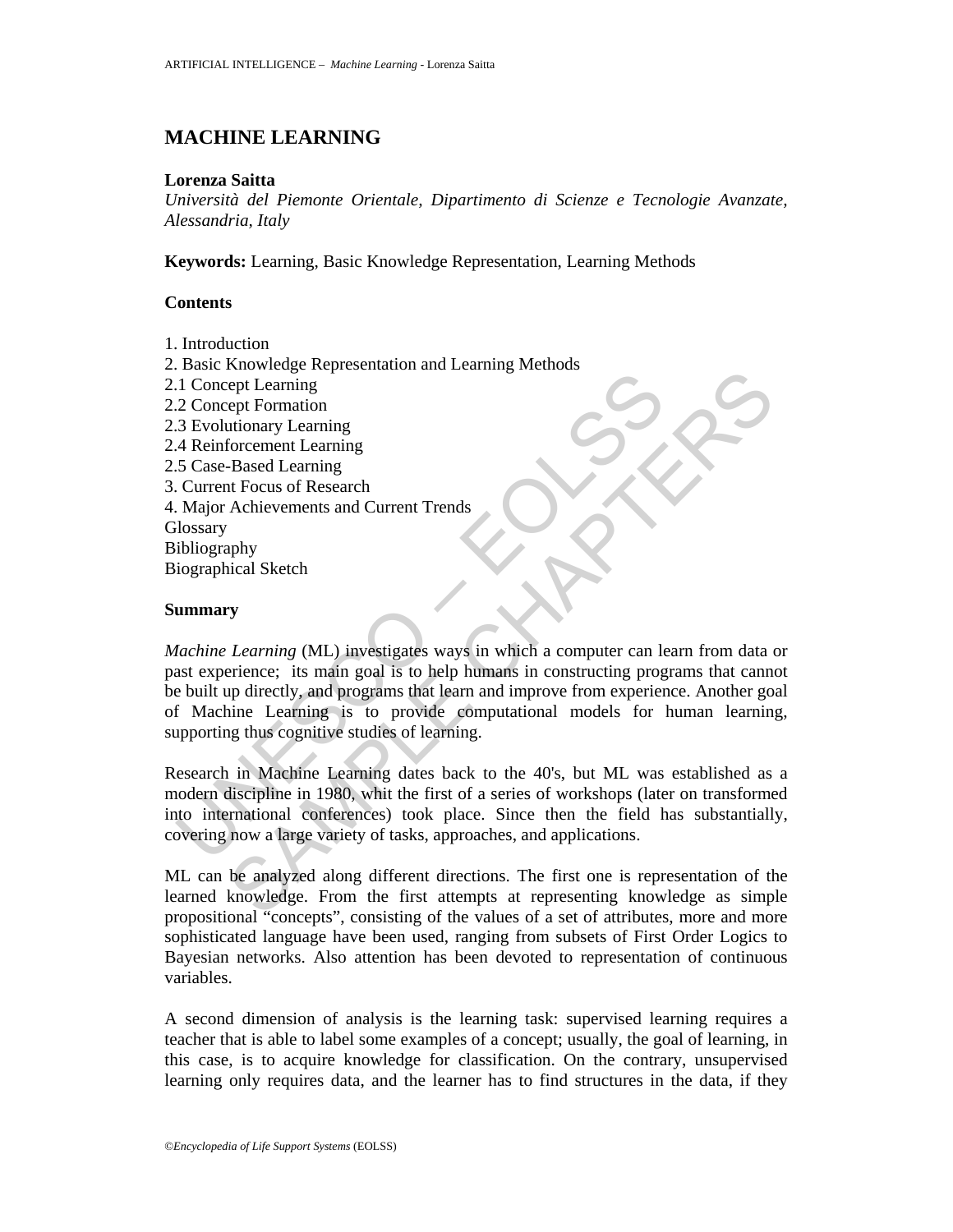# MACHINE LEARNING

**Lorenza Saitta**

*Università del Piemonte Orientale, Dipartimento di Scienze e Tecnologie Avanzate, Alessandria, Italy*

**Keywords:** Learning, Basic Knowledge Representation, Learning Methods

**Contents**

1. Introduction
2. Basic Knowledge Representation and Learning Methods
2.1 Concept Learning
2.2 Concept Formation
2.3 Evolutionary Learning
2.4 Reinforcement Learning
2.5 Case-Based Learning
3. Current Focus of Research
4. Major Achievements and Current Trends

Glossary
Bibliography
Biographical Sketch

**Summary**

*Machine Learning* (ML) investigates ways in which a computer can learn from data or past experience; its main goal is to help humans in constructing programs that cannot be built up directly, and programs that learn and improve from experience. Another goal of Machine Learning is to provide computational models for human learning, supporting thus cognitive studies of learning.

Research in Machine Learning dates back to the 40's, but ML was established as a modern discipline in 1980, whit the first of a series of workshops (later on transformed into international conferences) took place. Since then the field has substantially, covering now a large variety of tasks, approaches, and applications.

ML can be analyzed along different directions. The first one is representation of the learned knowledge. From the first attempts at representing knowledge as simple propositional "concepts", consisting of the values of a set of attributes, more and more sophisticated language have been used, ranging from subsets of First Order Logics to Bayesian networks. Also attention has been devoted to representation of continuous variables.

A second dimension of analysis is the learning task: supervised learning requires a teacher that is able to label some examples of a concept; usually, the goal of learning, in this case, is to acquire knowledge for classification. On the contrary, unsupervised learning only requires data, and the learner has to find structures in the data, if they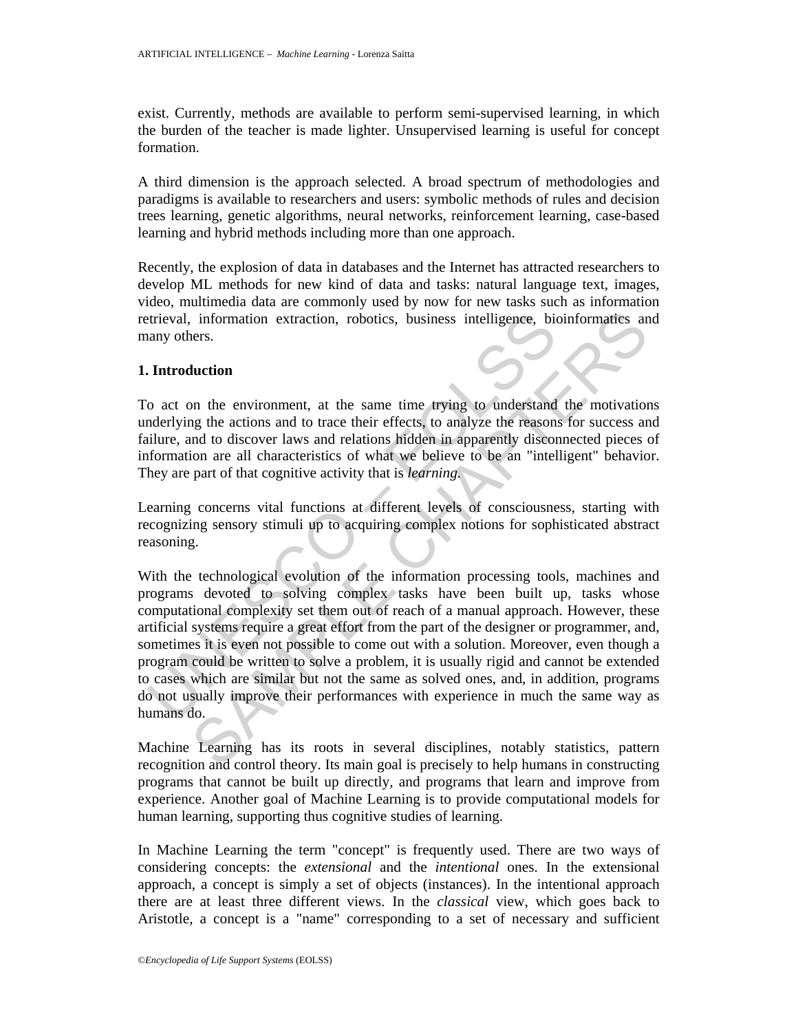exist. Currently, methods are available to perform semi-supervised learning, in which the burden of the teacher is made lighter. Unsupervised learning is useful for concept formation.

A third dimension is the approach selected. A broad spectrum of methodologies and paradigms is available to researchers and users: symbolic methods of rules and decision trees learning, genetic algorithms, neural networks, reinforcement learning, case-based learning and hybrid methods including more than one approach.

Recently, the explosion of data in databases and the Internet has attracted researchers to develop ML methods for new kind of data and tasks: natural language text, images, video, multimedia data are commonly used by now for new tasks such as information retrieval, information extraction, robotics, business intelligence, bioinformatics and many others.

## 1. Introduction

To act on the environment, at the same time trying to understand the motivations underlying the actions and to trace their effects, to analyze the reasons for success and failure, and to discover laws and relations hidden in apparently disconnected pieces of information are all characteristics of what we believe to be an "intelligent" behavior. They are part of that cognitive activity that is *learning*.

Learning concerns vital functions at different levels of consciousness, starting with recognizing sensory stimuli up to acquiring complex notions for sophisticated abstract reasoning.

With the technological evolution of the information processing tools, machines and programs devoted to solving complex tasks have been built up, tasks whose computational complexity set them out of reach of a manual approach. However, these artificial systems require a great effort from the part of the designer or programmer, and, sometimes it is even not possible to come out with a solution. Moreover, even though a program could be written to solve a problem, it is usually rigid and cannot be extended to cases which are similar but not the same as solved ones, and, in addition, programs do not usually improve their performances with experience in much the same way as humans do.

Machine Learning has its roots in several disciplines, notably statistics, pattern recognition and control theory. Its main goal is precisely to help humans in constructing programs that cannot be built up directly, and programs that learn and improve from experience. Another goal of Machine Learning is to provide computational models for human learning, supporting thus cognitive studies of learning.

In Machine Learning the term "concept" is frequently used. There are two ways of considering concepts: the *extensional* and the *intentional* ones. In the extensional approach, a concept is simply a set of objects (instances). In the intentional approach there are at least three different views. In the *classical* view, which goes back to Aristotle, a concept is a "name" corresponding to a set of necessary and sufficient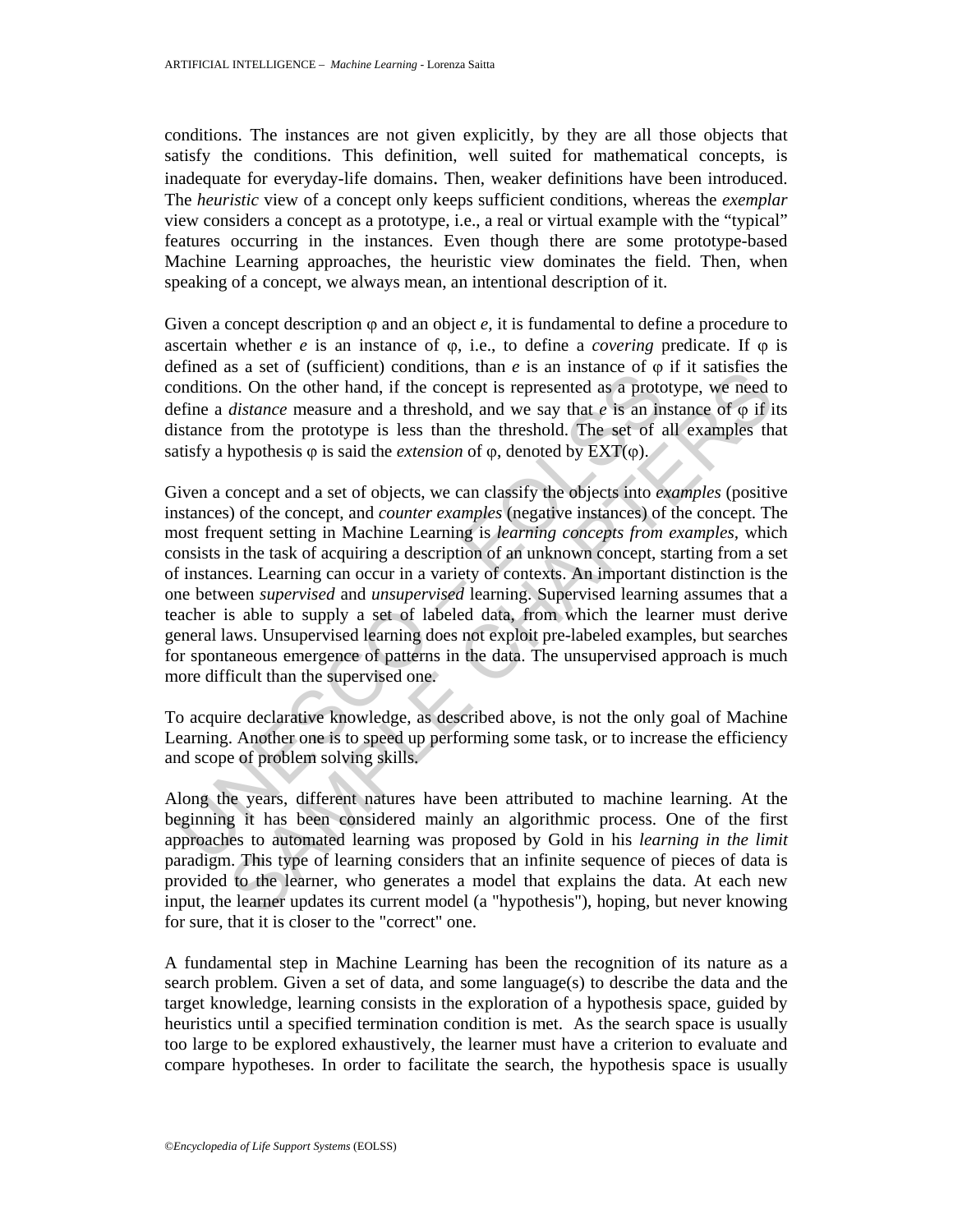conditions. The instances are not given explicitly, by they are all those objects that satisfy the conditions. This definition, well suited for mathematical concepts, is inadequate for everyday-life domains. Then, weaker definitions have been introduced. The *heuristic* view of a concept only keeps sufficient conditions, whereas the *exemplar* view considers a concept as a prototype, i.e., a real or virtual example with the "typical" features occurring in the instances. Even though there are some prototype-based Machine Learning approaches, the heuristic view dominates the field. Then, when speaking of a concept, we always mean, an intentional description of it.

Given a concept description $\varphi$ and an object *e,* it is fundamental to define a procedure to ascertain whether *e* is an instance of $\varphi$, i.e., to define a *covering* predicate. If $\varphi$ is defined as a set of (sufficient) conditions, than *e* is an instance of $\varphi$ if it satisfies the conditions. On the other hand, if the concept is represented as a prototype, we need to define a *distance* measure and a threshold, and we say that *e* is an instance of $\varphi$ if its distance from the prototype is less than the threshold. The set of all examples that satisfy a hypothesis $\varphi$ is said the *extension* of $\varphi$, denoted by EXT($\varphi$).

Given a concept and a set of objects, we can classify the objects into *examples* (positive instances) of the concept, and *counter examples* (negative instances) of the concept. The most frequent setting in Machine Learning is *learning concepts from examples,* which consists in the task of acquiring a description of an unknown concept, starting from a set of instances. Learning can occur in a variety of contexts. An important distinction is the one between *supervised* and *unsupervised* learning. Supervised learning assumes that a teacher is able to supply a set of labeled data, from which the learner must derive general laws. Unsupervised learning does not exploit pre-labeled examples, but searches for spontaneous emergence of patterns in the data. The unsupervised approach is much more difficult than the supervised one.

To acquire declarative knowledge, as described above, is not the only goal of Machine Learning. Another one is to speed up performing some task, or to increase the efficiency and scope of problem solving skills.

Along the years, different natures have been attributed to machine learning. At the beginning it has been considered mainly an algorithmic process. One of the first approaches to automated learning was proposed by Gold in his *learning in the limit* paradigm. This type of learning considers that an infinite sequence of pieces of data is provided to the learner, who generates a model that explains the data. At each new input, the learner updates its current model (a "hypothesis"), hoping, but never knowing for sure, that it is closer to the "correct" one.

A fundamental step in Machine Learning has been the recognition of its nature as a search problem. Given a set of data, and some language(s) to describe the data and the target knowledge, learning consists in the exploration of a hypothesis space, guided by heuristics until a specified termination condition is met. As the search space is usually too large to be explored exhaustively, the learner must have a criterion to evaluate and compare hypotheses. In order to facilitate the search, the hypothesis space is usually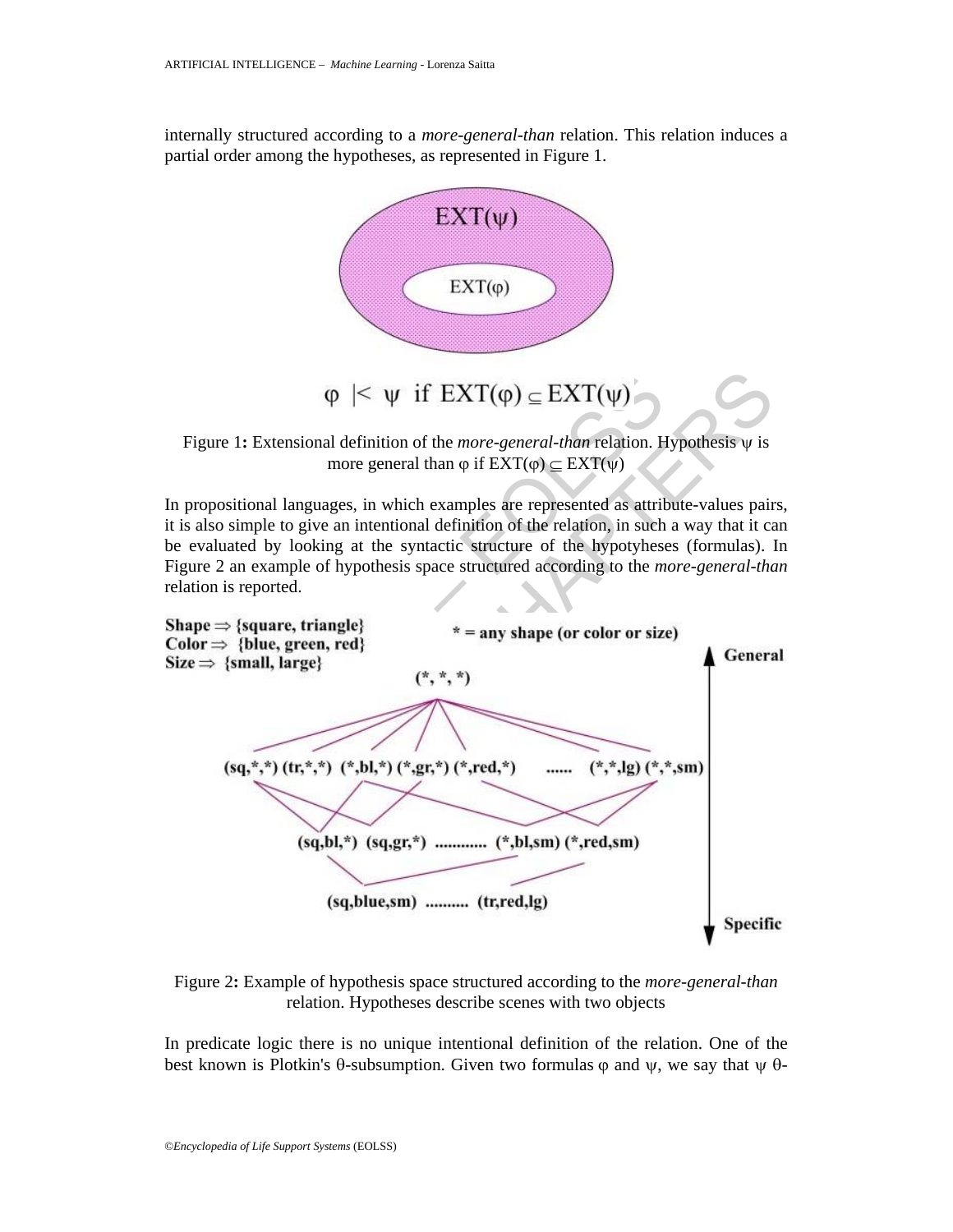internally structured according to a *more-general-than* relation. This relation induces a partial order among the hypotheses, as represented in Figure 1.

$$\varphi \mid< \psi \text{ if } EXT(\varphi) \subseteq EXT(\psi)$$

Figure 1: Extensional definition of the *more-general-than* relation. Hypothesis $\psi$ is more general than $\varphi$ if $EXT(\varphi) \subseteq EXT(\psi)$

In propositional languages, in which examples are represented as attribute-values pairs, it is also simple to give an intentional definition of the relation, in such a way that it can be evaluated by looking at the syntactic structure of the hypotyheses (formulas). In Figure 2 an example of hypothesis space structured according to the *more-general-than* relation is reported.

Figure 2: Example of hypothesis space structured according to the *more-general-than* relation. Hypotheses describe scenes with two objects

In predicate logic there is no unique intentional definition of the relation. One of the best known is Plotkin's $\theta$-subsumption. Given two formulas $\varphi$ and $\psi$, we say that $\psi$ $\theta$-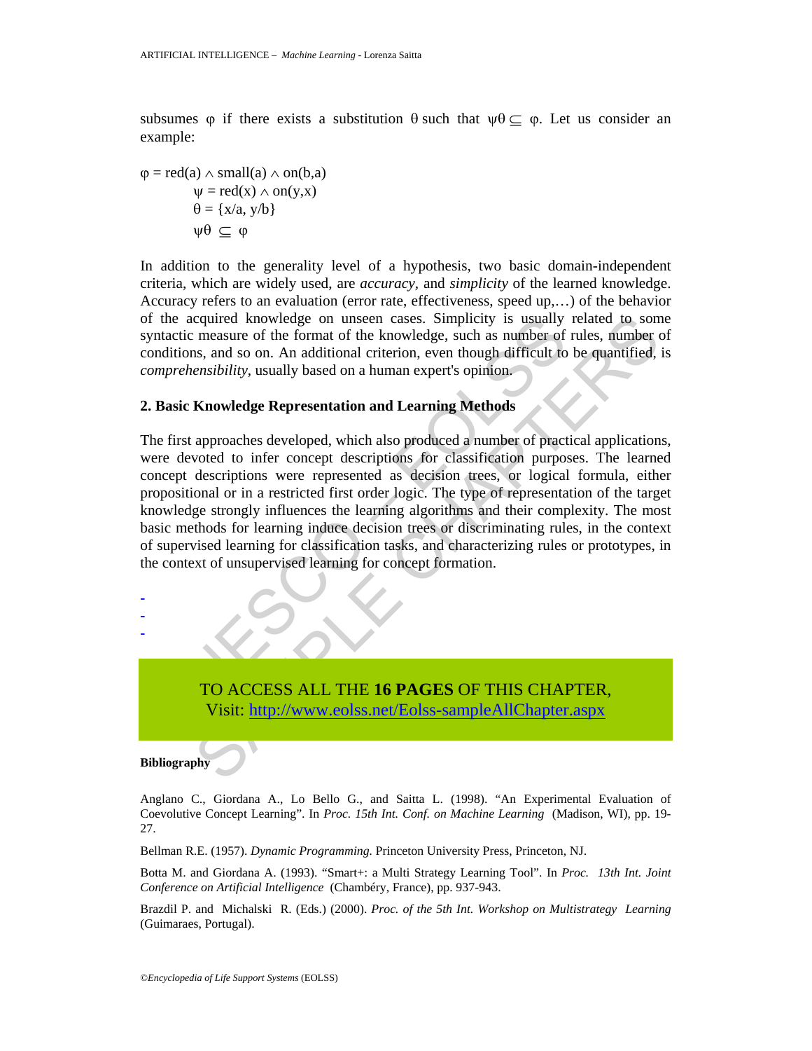subsumes φ if there exists a substitution θ such that $\psi\theta \subseteq \varphi$. Let us consider an example:

$$\varphi = \text{red}(a) \wedge \text{small}(a) \wedge \text{on}(b,a)$$
$$\psi = \text{red}(x) \wedge \text{on}(y,x)$$
$$\theta = \{x/a,\ y/b\}$$
$$\psi\theta \subseteq \varphi$$

In addition to the generality level of a hypothesis, two basic domain-independent criteria, which are widely used, are *accuracy*, and *simplicity* of the learned knowledge. Accuracy refers to an evaluation (error rate, effectiveness, speed up,…) of the behavior of the acquired knowledge on unseen cases. Simplicity is usually related to some syntactic measure of the format of the knowledge, such as number of rules, number of conditions, and so on. An additional criterion, even though difficult to be quantified, is *comprehensibility*, usually based on a human expert's opinion.

## 2. Basic Knowledge Representation and Learning Methods

The first approaches developed, which also produced a number of practical applications, were devoted to infer concept descriptions for classification purposes. The learned concept descriptions were represented as decision trees, or logical formula, either propositional or in a restricted first order logic. The type of representation of the target knowledge strongly influences the learning algorithms and their complexity. The most basic methods for learning induce decision trees or discriminating rules, in the context of supervised learning for classification tasks, and characterizing rules or prototypes, in the context of unsupervised learning for concept formation.

-
-
-

TO ACCESS ALL THE **16 PAGES** OF THIS CHAPTER,
Visit: http://www.eolss.net/Eolss-sampleAllChapter.aspx

**Bibliography**

Anglano C., Giordana A., Lo Bello G., and Saitta L. (1998). "An Experimental Evaluation of Coevolutive Concept Learning". In *Proc. 15th Int. Conf. on Machine Learning* (Madison, WI), pp. 19-27.

Bellman R.E. (1957). *Dynamic Programming.* Princeton University Press, Princeton, NJ.

Botta M. and Giordana A. (1993). "Smart+: a Multi Strategy Learning Tool". In *Proc. 13th Int. Joint Conference on Artificial Intelligence* (Chambéry, France), pp. 937-943.

Brazdil P. and Michalski R. (Eds.) (2000). *Proc. of the 5th Int. Workshop on Multistrategy Learning* (Guimaraes, Portugal).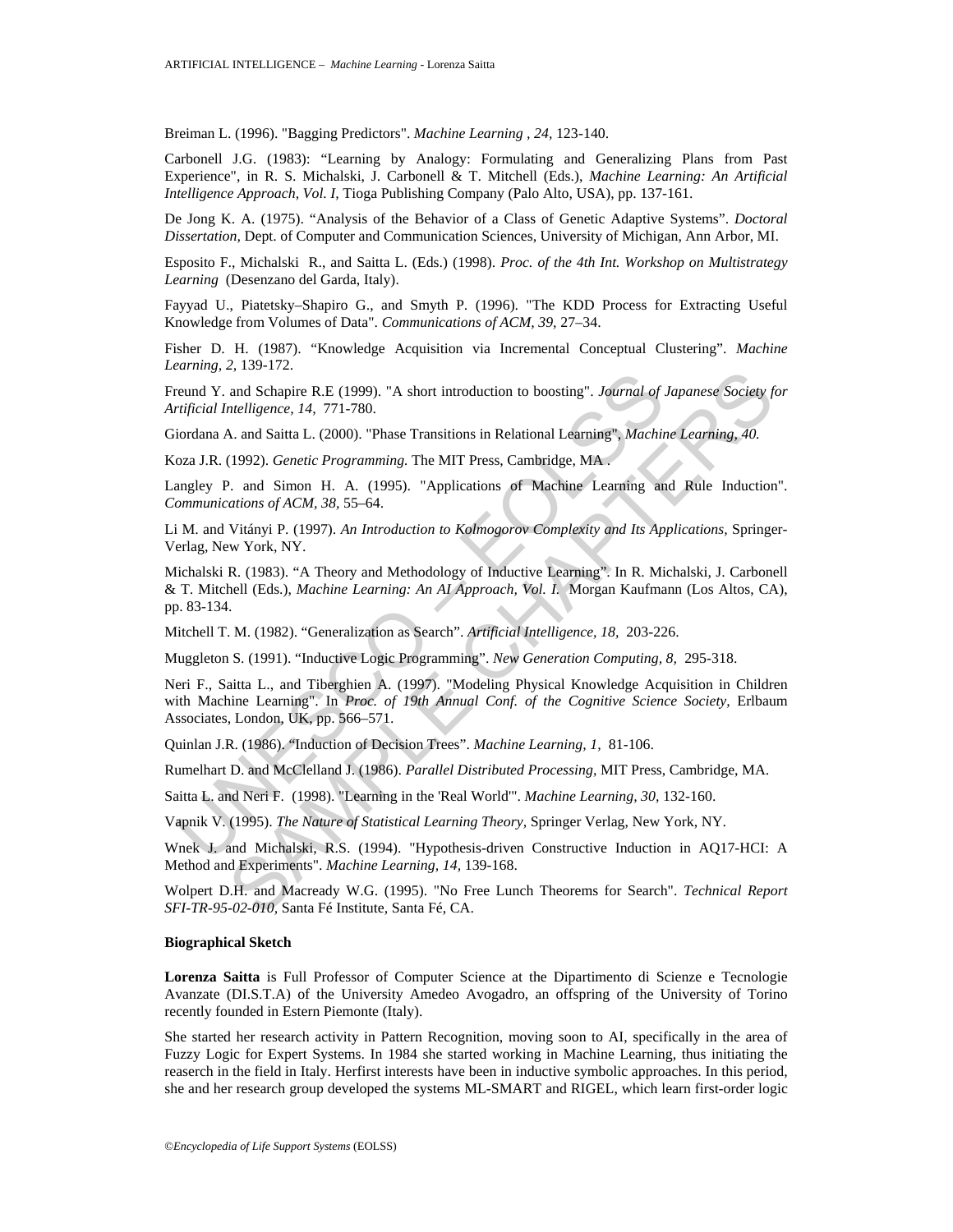Breiman L. (1996). "Bagging Predictors". *Machine Learning , 24,* 123-140.

Carbonell J.G. (1983): "Learning by Analogy: Formulating and Generalizing Plans from Past Experience", in R. S. Michalski, J. Carbonell & T. Mitchell (Eds.), *Machine Learning: An Artificial Intelligence Approach, Vol. I,* Tioga Publishing Company (Palo Alto, USA), pp. 137-161.

De Jong K. A. (1975). "Analysis of the Behavior of a Class of Genetic Adaptive Systems". *Doctoral Dissertation,* Dept. of Computer and Communication Sciences, University of Michigan, Ann Arbor, MI.

Esposito F., Michalski R., and Saitta L. (Eds.) (1998). *Proc. of the 4th Int. Workshop on Multistrategy Learning* (Desenzano del Garda, Italy).

Fayyad U., Piatetsky–Shapiro G., and Smyth P. (1996). "The KDD Process for Extracting Useful Knowledge from Volumes of Data". *Communications of ACM, 39,* 27–34.

Fisher D. H. (1987). "Knowledge Acquisition via Incremental Conceptual Clustering". *Machine Learning, 2,* 139-172.

Freund Y. and Schapire R.E (1999). "A short introduction to boosting". *Journal of Japanese Society for Artificial Intelligence, 14,* 771-780.

Giordana A. and Saitta L. (2000). "Phase Transitions in Relational Learning", *Machine Learning, 40.*

Koza J.R. (1992). *Genetic Programming.* The MIT Press, Cambridge, MA .

Langley P. and Simon H. A. (1995). "Applications of Machine Learning and Rule Induction". *Communications of ACM, 38,* 55–64.

Li M. and Vitányi P. (1997). *An Introduction to Kolmogorov Complexity and Its Applications,* Springer-Verlag, New York, NY.

Michalski R. (1983). "A Theory and Methodology of Inductive Learning". In R. Michalski, J. Carbonell & T. Mitchell (Eds.), *Machine Learning: An AI Approach, Vol. I.* Morgan Kaufmann (Los Altos, CA), pp. 83-134.

Mitchell T. M. (1982). "Generalization as Search". *Artificial Intelligence, 18,* 203-226.

Muggleton S. (1991). "Inductive Logic Programming". *New Generation Computing, 8,* 295-318.

Neri F., Saitta L., and Tiberghien A. (1997). "Modeling Physical Knowledge Acquisition in Children with Machine Learning". In *Proc. of 19th Annual Conf. of the Cognitive Science Society,* Erlbaum Associates, London, UK, pp. 566–571.

Quinlan J.R. (1986). "Induction of Decision Trees". *Machine Learning, 1,* 81-106.

Rumelhart D. and McClelland J. (1986). *Parallel Distributed Processing,* MIT Press, Cambridge, MA.

Saitta L. and Neri F. (1998). "Learning in the 'Real World'". *Machine Learning, 30,* 132-160.

Vapnik V. (1995). *The Nature of Statistical Learning Theory,* Springer Verlag, New York, NY.

Wnek J. and Michalski, R.S. (1994). "Hypothesis-driven Constructive Induction in AQ17-HCI: A Method and Experiments". *Machine Learning, 14,* 139-168.

Wolpert D.H. and Macready W.G. (1995). "No Free Lunch Theorems for Search". *Technical Report SFI-TR-95-02-010,* Santa Fé Institute, Santa Fé, CA.

**Biographical Sketch**

**Lorenza Saitta** is Full Professor of Computer Science at the Dipartimento di Scienze e Tecnologie Avanzate (DI.S.T.A) of the University Amedeo Avogadro, an offspring of the University of Torino recently founded in Estern Piemonte (Italy).

She started her research activity in Pattern Recognition, moving soon to AI, specifically in the area of Fuzzy Logic for Expert Systems. In 1984 she started working in Machine Learning, thus initiating the reaserch in the field in Italy. Herfirst interests have been in inductive symbolic approaches. In this period, she and her research group developed the systems ML-SMART and RIGEL, which learn first-order logic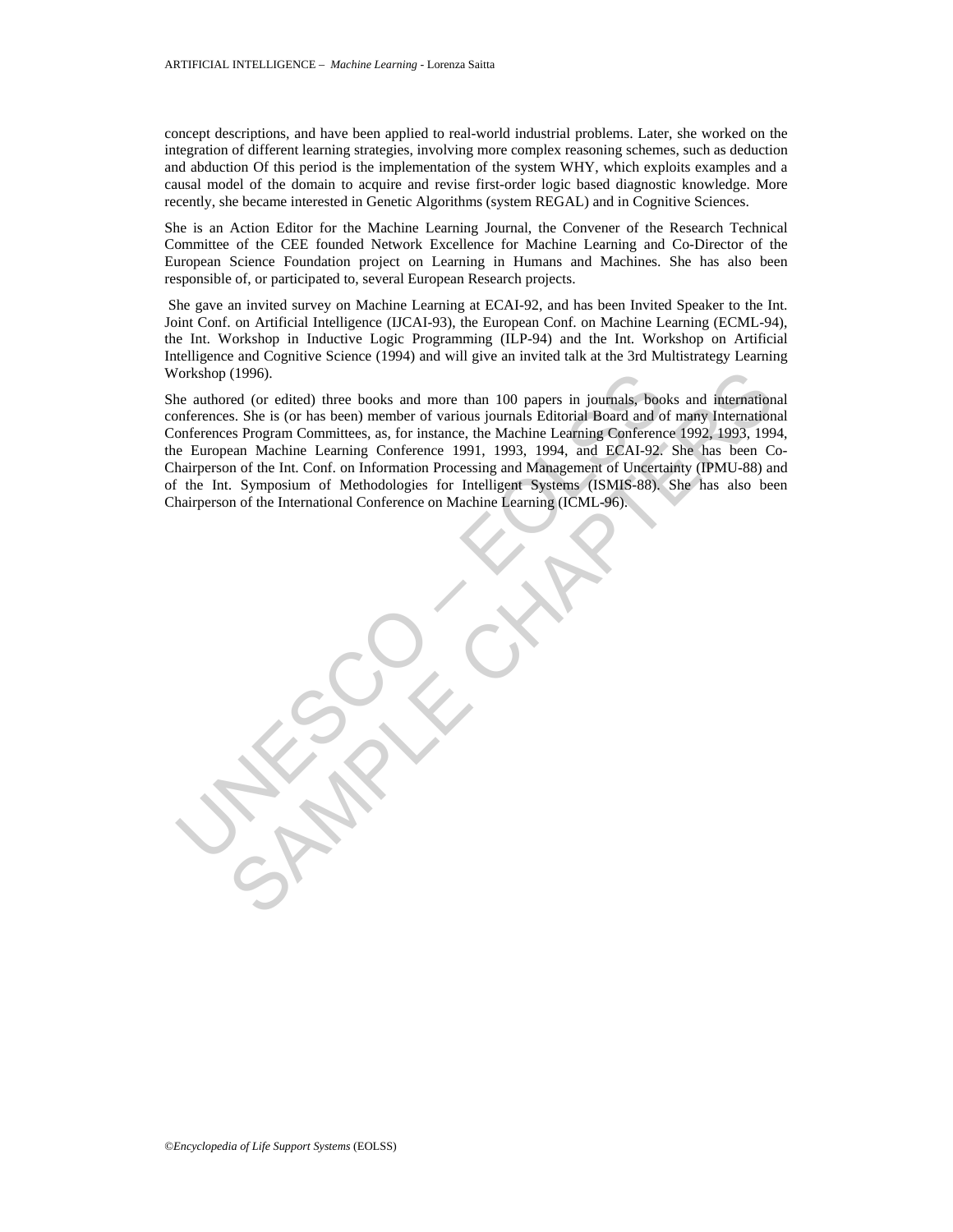concept descriptions, and have been applied to real-world industrial problems. Later, she worked on the integration of different learning strategies, involving more complex reasoning schemes, such as deduction and abduction Of this period is the implementation of the system WHY, which exploits examples and a causal model of the domain to acquire and revise first-order logic based diagnostic knowledge. More recently, she became interested in Genetic Algorithms (system REGAL) and in Cognitive Sciences.

She is an Action Editor for the Machine Learning Journal, the Convener of the Research Technical Committee of the CEE founded Network Excellence for Machine Learning and Co-Director of the European Science Foundation project on Learning in Humans and Machines. She has also been responsible of, or participated to, several European Research projects.

She gave an invited survey on Machine Learning at ECAI-92, and has been Invited Speaker to the Int. Joint Conf. on Artificial Intelligence (IJCAI-93), the European Conf. on Machine Learning (ECML-94), the Int. Workshop in Inductive Logic Programming (ILP-94) and the Int. Workshop on Artificial Intelligence and Cognitive Science (1994) and will give an invited talk at the 3rd Multistrategy Learning Workshop (1996).

She authored (or edited) three books and more than 100 papers in journals, books and international conferences. She is (or has been) member of various journals Editorial Board and of many International Conferences Program Committees, as, for instance, the Machine Learning Conference 1992, 1993, 1994, the European Machine Learning Conference 1991, 1993, 1994, and ECAI-92. She has been Co-Chairperson of the Int. Conf. on Information Processing and Management of Uncertainty (IPMU-88) and of the Int. Symposium of Methodologies for Intelligent Systems (ISMIS-88). She has also been Chairperson of the International Conference on Machine Learning (ICML-96).